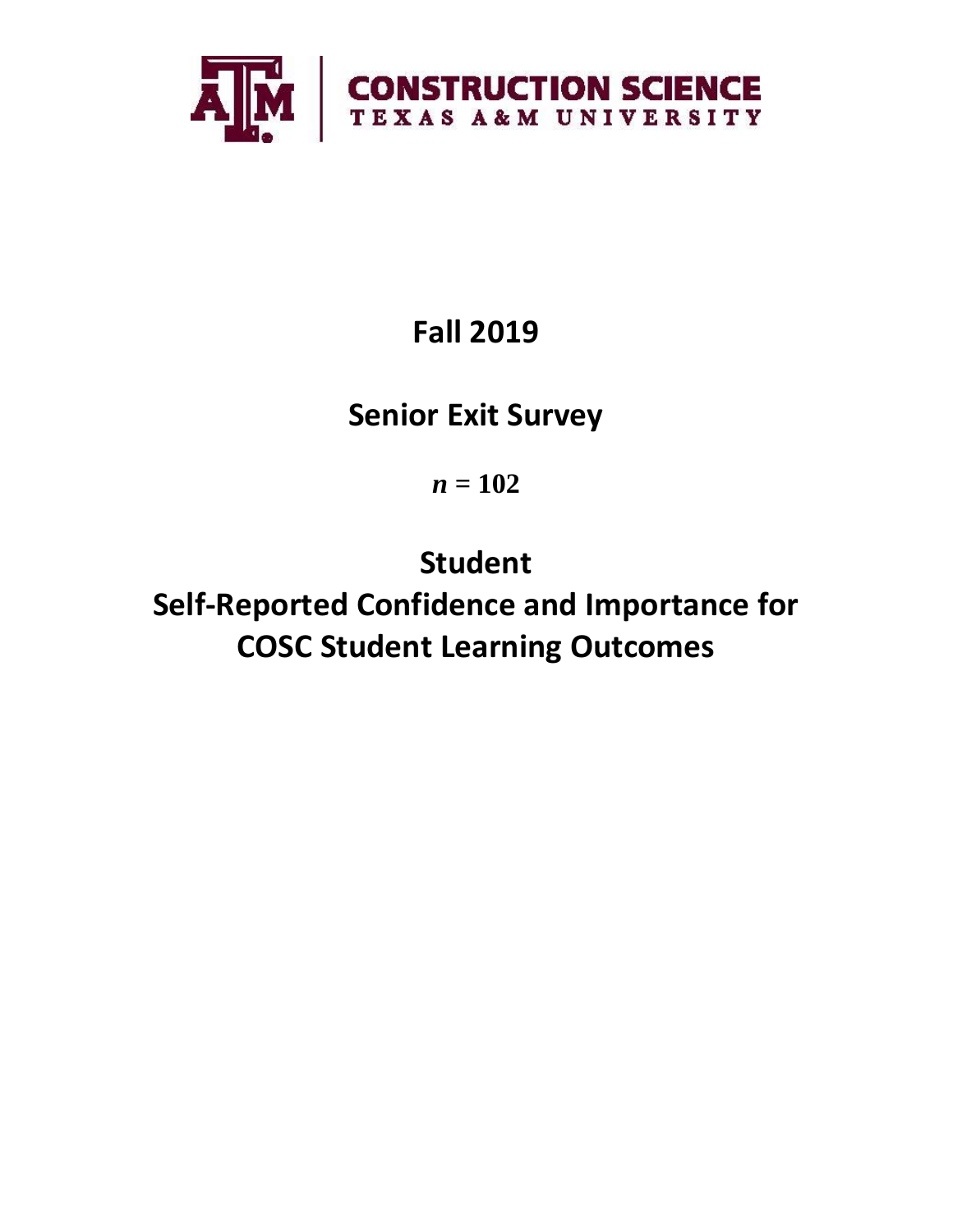CONSTRUCTION SCIENCE
TEXAS A&M UNIVERSITY

# Fall 2019

## Senior Exit Survey

$n$ = 102

## Student
## Self-Reported Confidence and Importance for COSC Student Learning Outcomes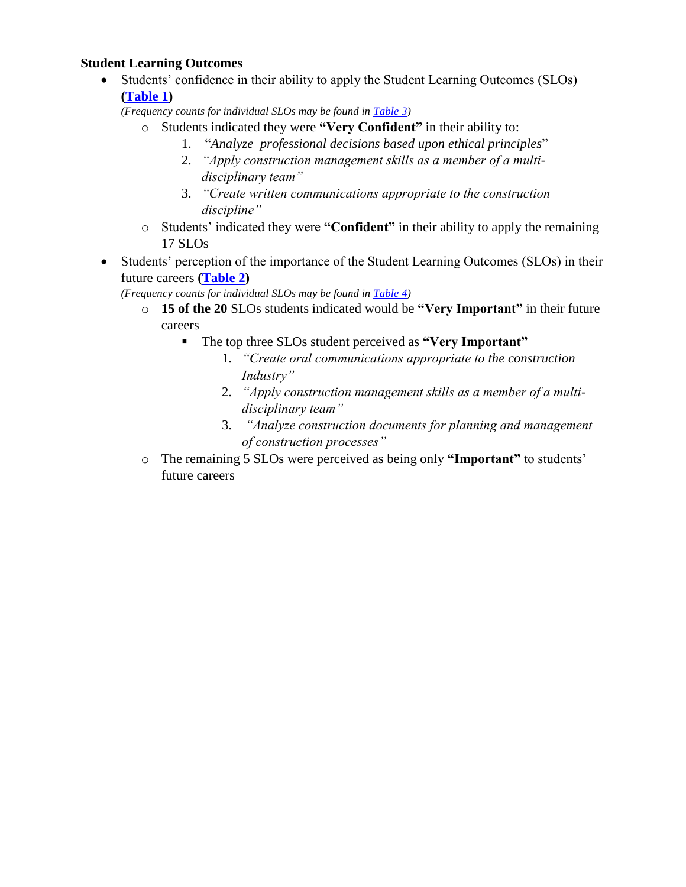**Student Learning Outcomes**

- Students' confidence in their ability to apply the Student Learning Outcomes (SLOs) **(Table 1)**
  *(Frequency counts for individual SLOs may be found in Table 3)*
  - Students indicated they were **"Very Confident"** in their ability to:
    1. "*Analyze professional decisions based upon ethical principles*"
    2. *"Apply construction management skills as a member of a multi-disciplinary team"*
    3. *"Create written communications appropriate to the construction discipline"*
  - Students' indicated they were **"Confident"** in their ability to apply the remaining 17 SLOs
- Students' perception of the importance of the Student Learning Outcomes (SLOs) in their future careers **(Table 2)**
  *(Frequency counts for individual SLOs may be found in Table 4)*
  - **15 of the 20** SLOs students indicated would be **"Very Important"** in their future careers
    - The top three SLOs student perceived as **"Very Important"**
      1. *"Create oral communications appropriate to the construction Industry"*
      2. *"Apply construction management skills as a member of a multi-disciplinary team"*
      3. *"Analyze construction documents for planning and management of construction processes"*
  - The remaining 5 SLOs were perceived as being only **"Important"** to students' future careers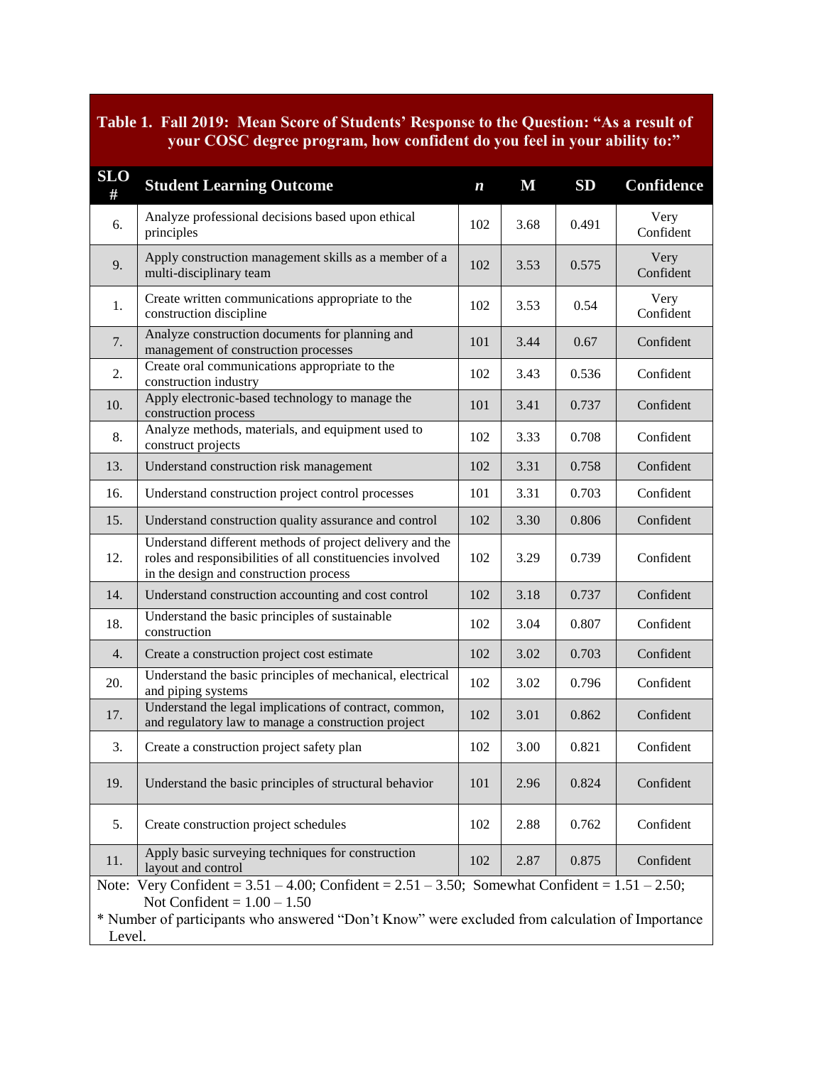**Table 1. Fall 2019: Mean Score of Students' Response to the Question: "As a result of your COSC degree program, how confident do you feel in your ability to:"**

| SLO # | Student Learning Outcome | *n* | M | SD | Confidence |
|---|---|---|---|---|---|
| 6. | Analyze professional decisions based upon ethical principles | 102 | 3.68 | 0.491 | Very Confident |
| 9. | Apply construction management skills as a member of a multi-disciplinary team | 102 | 3.53 | 0.575 | Very Confident |
| 1. | Create written communications appropriate to the construction discipline | 102 | 3.53 | 0.54 | Very Confident |
| 7. | Analyze construction documents for planning and management of construction processes | 101 | 3.44 | 0.67 | Confident |
| 2. | Create oral communications appropriate to the construction industry | 102 | 3.43 | 0.536 | Confident |
| 10. | Apply electronic-based technology to manage the construction process | 101 | 3.41 | 0.737 | Confident |
| 8. | Analyze methods, materials, and equipment used to construct projects | 102 | 3.33 | 0.708 | Confident |
| 13. | Understand construction risk management | 102 | 3.31 | 0.758 | Confident |
| 16. | Understand construction project control processes | 101 | 3.31 | 0.703 | Confident |
| 15. | Understand construction quality assurance and control | 102 | 3.30 | 0.806 | Confident |
| 12. | Understand different methods of project delivery and the roles and responsibilities of all constituencies involved in the design and construction process | 102 | 3.29 | 0.739 | Confident |
| 14. | Understand construction accounting and cost control | 102 | 3.18 | 0.737 | Confident |
| 18. | Understand the basic principles of sustainable construction | 102 | 3.04 | 0.807 | Confident |
| 4. | Create a construction project cost estimate | 102 | 3.02 | 0.703 | Confident |
| 20. | Understand the basic principles of mechanical, electrical and piping systems | 102 | 3.02 | 0.796 | Confident |
| 17. | Understand the legal implications of contract, common, and regulatory law to manage a construction project | 102 | 3.01 | 0.862 | Confident |
| 3. | Create a construction project safety plan | 102 | 3.00 | 0.821 | Confident |
| 19. | Understand the basic principles of structural behavior | 101 | 2.96 | 0.824 | Confident |
| 5. | Create construction project schedules | 102 | 2.88 | 0.762 | Confident |
| 11. | Apply basic surveying techniques for construction layout and control | 102 | 2.87 | 0.875 | Confident |

Note: Very Confident = 3.51 – 4.00; Confident = 2.51 – 3.50; Somewhat Confident = 1.51 – 2.50; Not Confident = 1.00 – 1.50

* Number of participants who answered "Don't Know" were excluded from calculation of Importance Level.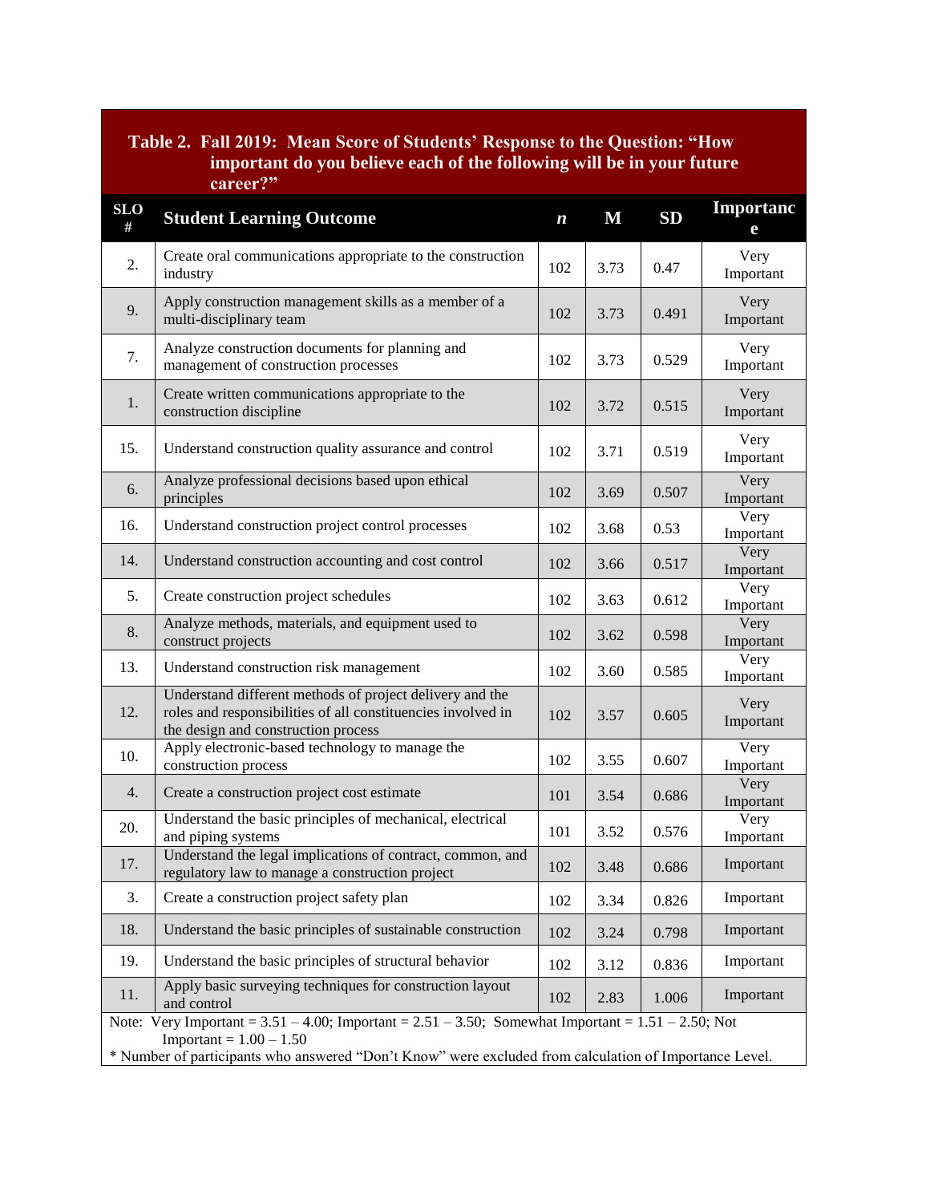**Table 2. Fall 2019: Mean Score of Students' Response to the Question: "How important do you believe each of the following will be in your future career?"**

| SLO # | Student Learning Outcome | *n* | M | SD | Importance |
|---|---|---|---|---|---|
| 2. | Create oral communications appropriate to the construction industry | 102 | 3.73 | 0.47 | Very Important |
| 9. | Apply construction management skills as a member of a multi-disciplinary team | 102 | 3.73 | 0.491 | Very Important |
| 7. | Analyze construction documents for planning and management of construction processes | 102 | 3.73 | 0.529 | Very Important |
| 1. | Create written communications appropriate to the construction discipline | 102 | 3.72 | 0.515 | Very Important |
| 15. | Understand construction quality assurance and control | 102 | 3.71 | 0.519 | Very Important |
| 6. | Analyze professional decisions based upon ethical principles | 102 | 3.69 | 0.507 | Very Important |
| 16. | Understand construction project control processes | 102 | 3.68 | 0.53 | Very Important |
| 14. | Understand construction accounting and cost control | 102 | 3.66 | 0.517 | Very Important |
| 5. | Create construction project schedules | 102 | 3.63 | 0.612 | Very Important |
| 8. | Analyze methods, materials, and equipment used to construct projects | 102 | 3.62 | 0.598 | Very Important |
| 13. | Understand construction risk management | 102 | 3.60 | 0.585 | Very Important |
| 12. | Understand different methods of project delivery and the roles and responsibilities of all constituencies involved in the design and construction process | 102 | 3.57 | 0.605 | Very Important |
| 10. | Apply electronic-based technology to manage the construction process | 102 | 3.55 | 0.607 | Very Important |
| 4. | Create a construction project cost estimate | 101 | 3.54 | 0.686 | Very Important |
| 20. | Understand the basic principles of mechanical, electrical and piping systems | 101 | 3.52 | 0.576 | Very Important |
| 17. | Understand the legal implications of contract, common, and regulatory law to manage a construction project | 102 | 3.48 | 0.686 | Important |
| 3. | Create a construction project safety plan | 102 | 3.34 | 0.826 | Important |
| 18. | Understand the basic principles of sustainable construction | 102 | 3.24 | 0.798 | Important |
| 19. | Understand the basic principles of structural behavior | 102 | 3.12 | 0.836 | Important |
| 11. | Apply basic surveying techniques for construction layout and control | 102 | 2.83 | 1.006 | Important |

Note: Very Important = 3.51 – 4.00; Important = 2.51 – 3.50; Somewhat Important = 1.51 – 2.50; Not Important = 1.00 – 1.50

* Number of participants who answered "Don't Know" were excluded from calculation of Importance Level.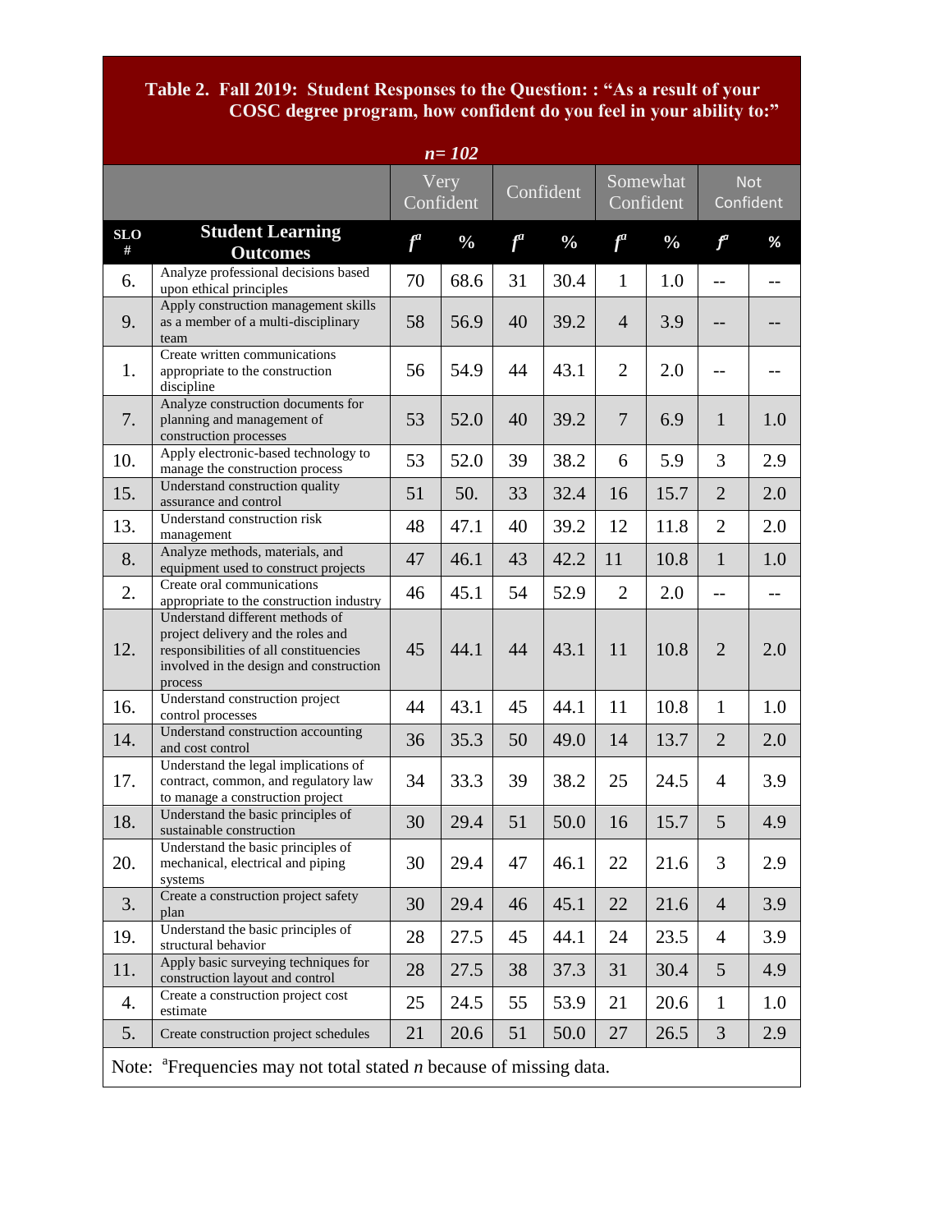**Table 2. Fall 2019: Student Responses to the Question: : "As a result of your COSC degree program, how confident do you feel in your ability to:"**

***n*= 102**

| SLO # | Student Learning Outcomes | Very Confident | | Confident | | Somewhat Confident | | Not Confident | |
|---|---|---|---|---|---|---|---|---|---|
| | | $f^a$ | % | $f^a$ | % | $f^a$ | % | $f^a$ | % |
| 6. | Analyze professional decisions based upon ethical principles | 70 | 68.6 | 31 | 30.4 | 1 | 1.0 | -- | -- |
| 9. | Apply construction management skills as a member of a multi-disciplinary team | 58 | 56.9 | 40 | 39.2 | 4 | 3.9 | -- | -- |
| 1. | Create written communications appropriate to the construction discipline | 56 | 54.9 | 44 | 43.1 | 2 | 2.0 | -- | -- |
| 7. | Analyze construction documents for planning and management of construction processes | 53 | 52.0 | 40 | 39.2 | 7 | 6.9 | 1 | 1.0 |
| 10. | Apply electronic-based technology to manage the construction process | 53 | 52.0 | 39 | 38.2 | 6 | 5.9 | 3 | 2.9 |
| 15. | Understand construction quality assurance and control | 51 | 50. | 33 | 32.4 | 16 | 15.7 | 2 | 2.0 |
| 13. | Understand construction risk management | 48 | 47.1 | 40 | 39.2 | 12 | 11.8 | 2 | 2.0 |
| 8. | Analyze methods, materials, and equipment used to construct projects | 47 | 46.1 | 43 | 42.2 | 11 | 10.8 | 1 | 1.0 |
| 2. | Create oral communications appropriate to the construction industry | 46 | 45.1 | 54 | 52.9 | 2 | 2.0 | -- | -- |
| 12. | Understand different methods of project delivery and the roles and responsibilities of all constituencies involved in the design and construction process | 45 | 44.1 | 44 | 43.1 | 11 | 10.8 | 2 | 2.0 |
| 16. | Understand construction project control processes | 44 | 43.1 | 45 | 44.1 | 11 | 10.8 | 1 | 1.0 |
| 14. | Understand construction accounting and cost control | 36 | 35.3 | 50 | 49.0 | 14 | 13.7 | 2 | 2.0 |
| 17. | Understand the legal implications of contract, common, and regulatory law to manage a construction project | 34 | 33.3 | 39 | 38.2 | 25 | 24.5 | 4 | 3.9 |
| 18. | Understand the basic principles of sustainable construction | 30 | 29.4 | 51 | 50.0 | 16 | 15.7 | 5 | 4.9 |
| 20. | Understand the basic principles of mechanical, electrical and piping systems | 30 | 29.4 | 47 | 46.1 | 22 | 21.6 | 3 | 2.9 |
| 3. | Create a construction project safety plan | 30 | 29.4 | 46 | 45.1 | 22 | 21.6 | 4 | 3.9 |
| 19. | Understand the basic principles of structural behavior | 28 | 27.5 | 45 | 44.1 | 24 | 23.5 | 4 | 3.9 |
| 11. | Apply basic surveying techniques for construction layout and control | 28 | 27.5 | 38 | 37.3 | 31 | 30.4 | 5 | 4.9 |
| 4. | Create a construction project cost estimate | 25 | 24.5 | 55 | 53.9 | 21 | 20.6 | 1 | 1.0 |
| 5. | Create construction project schedules | 21 | 20.6 | 51 | 50.0 | 27 | 26.5 | 3 | 2.9 |

Note: [a]Frequencies may not total stated *n* because of missing data.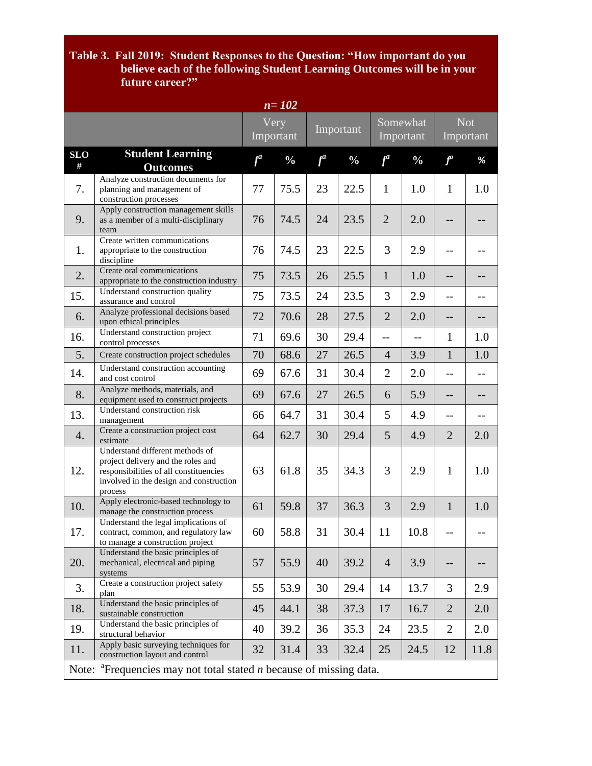**Table 3. Fall 2019: Student Responses to the Question: "How important do you believe each of the following Student Learning Outcomes will be in your future career?"**

*n*= 102

| | | Very Important | | Important | | Somewhat Important | | Not Important | |
|---|---|---|---|---|---|---|---|---|---|
| **SLO #** | **Student Learning Outcomes** | ***f*[a]** | **%** | ***f*[a]** | **%** | ***f*[a]** | **%** | ***f*[a]** | **%** |
| 7. | Analyze construction documents for planning and management of construction processes | 77 | 75.5 | 23 | 22.5 | 1 | 1.0 | 1 | 1.0 |
| 9. | Apply construction management skills as a member of a multi-disciplinary team | 76 | 74.5 | 24 | 23.5 | 2 | 2.0 | -- | -- |
| 1. | Create written communications appropriate to the construction discipline | 76 | 74.5 | 23 | 22.5 | 3 | 2.9 | -- | -- |
| 2. | Create oral communications appropriate to the construction industry | 75 | 73.5 | 26 | 25.5 | 1 | 1.0 | -- | -- |
| 15. | Understand construction quality assurance and control | 75 | 73.5 | 24 | 23.5 | 3 | 2.9 | -- | -- |
| 6. | Analyze professional decisions based upon ethical principles | 72 | 70.6 | 28 | 27.5 | 2 | 2.0 | -- | -- |
| 16. | Understand construction project control processes | 71 | 69.6 | 30 | 29.4 | -- | -- | 1 | 1.0 |
| 5. | Create construction project schedules | 70 | 68.6 | 27 | 26.5 | 4 | 3.9 | 1 | 1.0 |
| 14. | Understand construction accounting and cost control | 69 | 67.6 | 31 | 30.4 | 2 | 2.0 | -- | -- |
| 8. | Analyze methods, materials, and equipment used to construct projects | 69 | 67.6 | 27 | 26.5 | 6 | 5.9 | -- | -- |
| 13. | Understand construction risk management | 66 | 64.7 | 31 | 30.4 | 5 | 4.9 | -- | -- |
| 4. | Create a construction project cost estimate | 64 | 62.7 | 30 | 29.4 | 5 | 4.9 | 2 | 2.0 |
| 12. | Understand different methods of project delivery and the roles and responsibilities of all constituencies involved in the design and construction process | 63 | 61.8 | 35 | 34.3 | 3 | 2.9 | 1 | 1.0 |
| 10. | Apply electronic-based technology to manage the construction process | 61 | 59.8 | 37 | 36.3 | 3 | 2.9 | 1 | 1.0 |
| 17. | Understand the legal implications of contract, common, and regulatory law to manage a construction project | 60 | 58.8 | 31 | 30.4 | 11 | 10.8 | -- | -- |
| 20. | Understand the basic principles of mechanical, electrical and piping systems | 57 | 55.9 | 40 | 39.2 | 4 | 3.9 | -- | -- |
| 3. | Create a construction project safety plan | 55 | 53.9 | 30 | 29.4 | 14 | 13.7 | 3 | 2.9 |
| 18. | Understand the basic principles of sustainable construction | 45 | 44.1 | 38 | 37.3 | 17 | 16.7 | 2 | 2.0 |
| 19. | Understand the basic principles of structural behavior | 40 | 39.2 | 36 | 35.3 | 24 | 23.5 | 2 | 2.0 |
| 11. | Apply basic surveying techniques for construction layout and control | 32 | 31.4 | 33 | 32.4 | 25 | 24.5 | 12 | 11.8 |

Note: [a]Frequencies may not total stated *n* because of missing data.